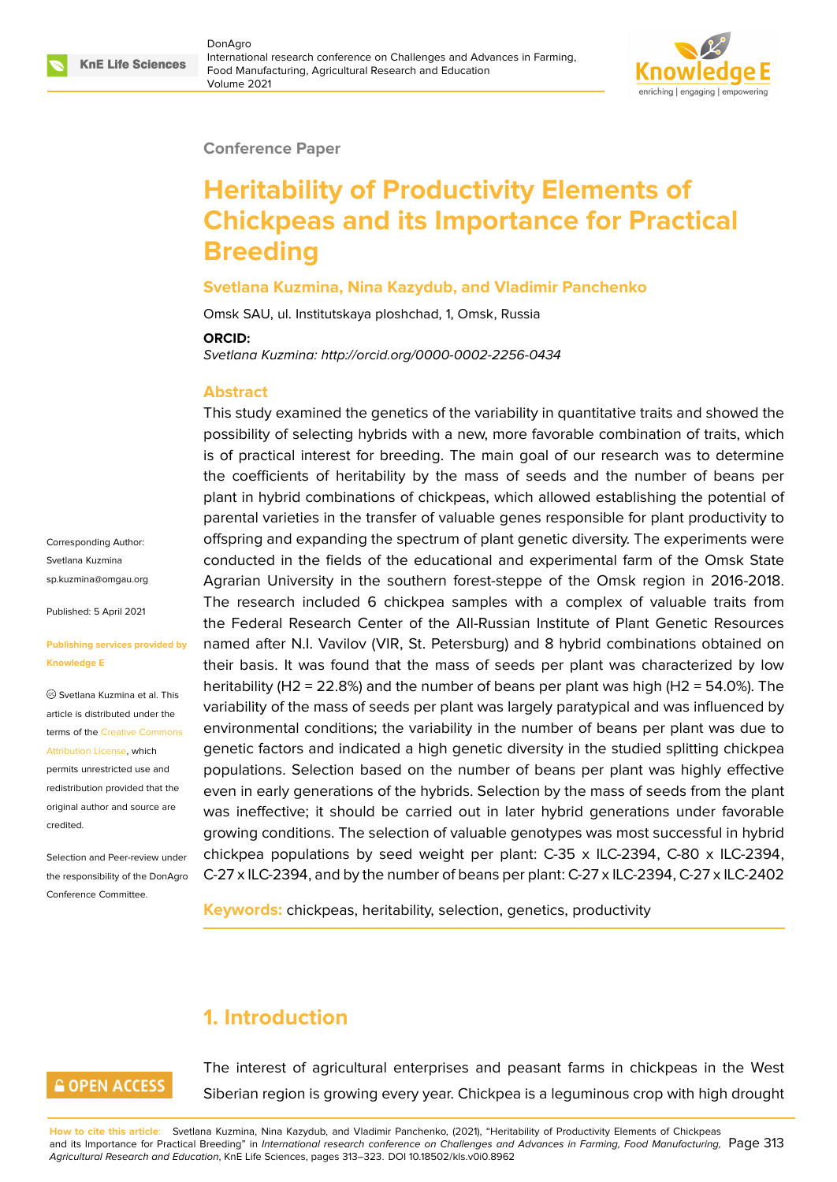Conference Paper

# Heritability of Productivity Elements of Chickpeas and its Importance for Practical Breeding

**Svetlana Kuzmina, Nina Kazydub, and Vladimir Panchenko**

Omsk SAU, ul. Institutskaya ploshchad, 1, Omsk, Russia

**ORCID:**

*Svetlana Kuzmina: http://orcid.org/0000-0002-2256-0434*

Corresponding Author: Svetlana Kuzmina sp.kuzmina@omgau.org

Published: 5 April 2021

Publishing services provided by Knowledge E

Svetlana Kuzmina et al. This article is distributed under the terms of the Creative Commons Attribution License, which permits unrestricted use and redistribution provided that the original author and source are credited.

Selection and Peer-review under the responsibility of the DonAgro Conference Committee.

## Abstract

This study examined the genetics of the variability in quantitative traits and showed the possibility of selecting hybrids with a new, more favorable combination of traits, which is of practical interest for breeding. The main goal of our research was to determine the coefficients of heritability by the mass of seeds and the number of beans per plant in hybrid combinations of chickpeas, which allowed establishing the potential of parental varieties in the transfer of valuable genes responsible for plant productivity to offspring and expanding the spectrum of plant genetic diversity. The experiments were conducted in the fields of the educational and experimental farm of the Omsk State Agrarian University in the southern forest-steppe of the Omsk region in 2016-2018. The research included 6 chickpea samples with a complex of valuable traits from the Federal Research Center of the All-Russian Institute of Plant Genetic Resources named after N.I. Vavilov (VIR, St. Petersburg) and 8 hybrid combinations obtained on their basis. It was found that the mass of seeds per plant was characterized by low heritability ($H2 = 22.8\%$) and the number of beans per plant was high ($H2 = 54.0\%$). The variability of the mass of seeds per plant was largely paratypical and was influenced by environmental conditions; the variability in the number of beans per plant was due to genetic factors and indicated a high genetic diversity in the studied splitting chickpea populations. Selection based on the number of beans per plant was highly effective even in early generations of the hybrids. Selection by the mass of seeds from the plant was ineffective; it should be carried out in later hybrid generations under favorable growing conditions. The selection of valuable genotypes was most successful in hybrid chickpea populations by seed weight per plant: C-35 x ILC-2394, C-80 x ILC-2394, C-27 x ILC-2394, and by the number of beans per plant: C-27 x ILC-2394, C-27 x ILC-2402

**Keywords:** chickpeas, heritability, selection, genetics, productivity

## 1. Introduction

The interest of agricultural enterprises and peasant farms in chickpeas in the West Siberian region is growing every year. Chickpea is a leguminous crop with high drought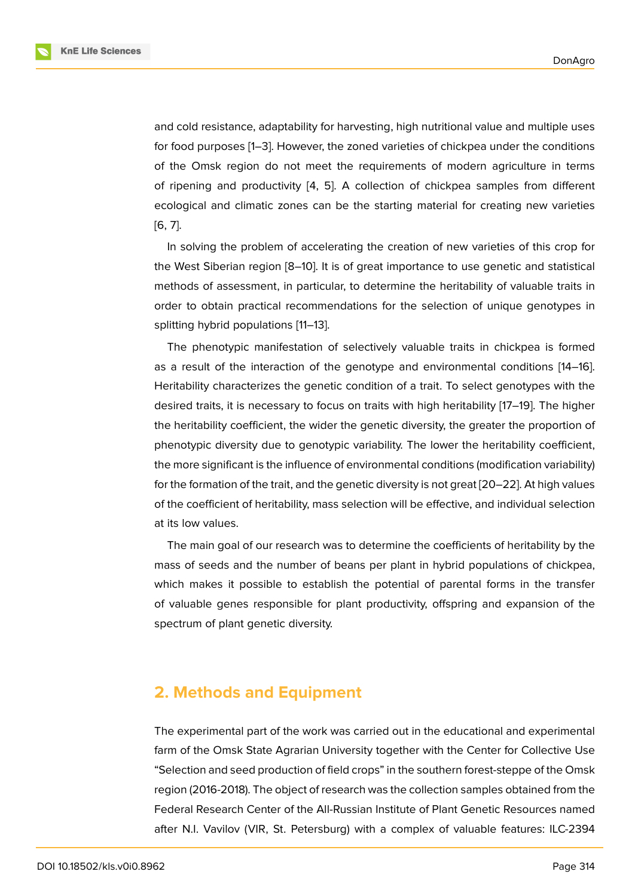and cold resistance, adaptability for harvesting, high nutritional value and multiple uses for food purposes [1–3]. However, the zoned varieties of chickpea under the conditions of the Omsk region do not meet the requirements of modern agriculture in terms of ripening and productivity [4, 5]. A collection of chickpea samples from different ecological and climatic zones can be the starting material for creating new varieties [6, 7].

In solving the problem of accelerating the creation of new varieties of this crop for the West Siberian region [8–10]. It is of great importance to use genetic and statistical methods of assessment, in particular, to determine the heritability of valuable traits in order to obtain practical recommendations for the selection of unique genotypes in splitting hybrid populations [11–13].

The phenotypic manifestation of selectively valuable traits in chickpea is formed as a result of the interaction of the genotype and environmental conditions [14–16]. Heritability characterizes the genetic condition of a trait. To select genotypes with the desired traits, it is necessary to focus on traits with high heritability [17–19]. The higher the heritability coefficient, the wider the genetic diversity, the greater the proportion of phenotypic diversity due to genotypic variability. The lower the heritability coefficient, the more significant is the influence of environmental conditions (modification variability) for the formation of the trait, and the genetic diversity is not great [20–22]. At high values of the coefficient of heritability, mass selection will be effective, and individual selection at its low values.

The main goal of our research was to determine the coefficients of heritability by the mass of seeds and the number of beans per plant in hybrid populations of chickpea, which makes it possible to establish the potential of parental forms in the transfer of valuable genes responsible for plant productivity, offspring and expansion of the spectrum of plant genetic diversity.

## 2. Methods and Equipment

The experimental part of the work was carried out in the educational and experimental farm of the Omsk State Agrarian University together with the Center for Collective Use "Selection and seed production of field crops" in the southern forest-steppe of the Omsk region (2016-2018). The object of research was the collection samples obtained from the Federal Research Center of the All-Russian Institute of Plant Genetic Resources named after N.I. Vavilov (VIR, St. Petersburg) with a complex of valuable features: ILC-2394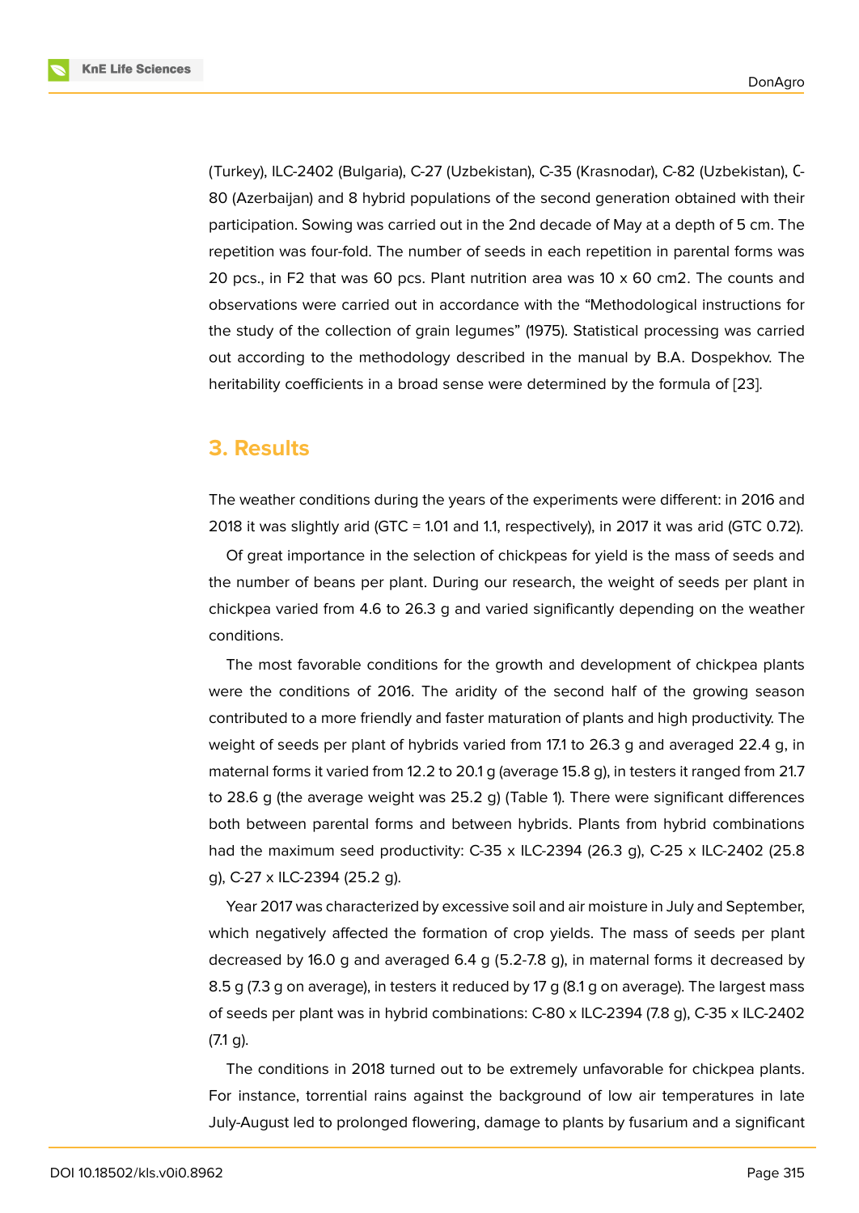(Turkey), ILC-2402 (Bulgaria), C-27 (Uzbekistan), C-35 (Krasnodar), C-82 (Uzbekistan), C-80 (Azerbaijan) and 8 hybrid populations of the second generation obtained with their participation. Sowing was carried out in the 2nd decade of May at a depth of 5 cm. The repetition was four-fold. The number of seeds in each repetition in parental forms was 20 pcs., in F2 that was 60 pcs. Plant nutrition area was 10 x 60 cm2. The counts and observations were carried out in accordance with the "Methodological instructions for the study of the collection of grain legumes" (1975). Statistical processing was carried out according to the methodology described in the manual by B.A. Dospekhov. The heritability coefficients in a broad sense were determined by the formula of [23].

## 3. Results

The weather conditions during the years of the experiments were different: in 2016 and 2018 it was slightly arid (GTC = 1.01 and 1.1, respectively), in 2017 it was arid (GTC 0.72).

Of great importance in the selection of chickpeas for yield is the mass of seeds and the number of beans per plant. During our research, the weight of seeds per plant in chickpea varied from 4.6 to 26.3 g and varied significantly depending on the weather conditions.

The most favorable conditions for the growth and development of chickpea plants were the conditions of 2016. The aridity of the second half of the growing season contributed to a more friendly and faster maturation of plants and high productivity. The weight of seeds per plant of hybrids varied from 17.1 to 26.3 g and averaged 22.4 g, in maternal forms it varied from 12.2 to 20.1 g (average 15.8 g), in testers it ranged from 21.7 to 28.6 g (the average weight was 25.2 g) (Table 1). There were significant differences both between parental forms and between hybrids. Plants from hybrid combinations had the maximum seed productivity: C-35 x ILC-2394 (26.3 g), C-25 x ILC-2402 (25.8 g), C-27 x ILC-2394 (25.2 g).

Year 2017 was characterized by excessive soil and air moisture in July and September, which negatively affected the formation of crop yields. The mass of seeds per plant decreased by 16.0 g and averaged 6.4 g (5.2-7.8 g), in maternal forms it decreased by 8.5 g (7.3 g on average), in testers it reduced by 17 g (8.1 g on average). The largest mass of seeds per plant was in hybrid combinations: C-80 x ILC-2394 (7.8 g), C-35 x ILC-2402 (7.1 g).

The conditions in 2018 turned out to be extremely unfavorable for chickpea plants. For instance, torrential rains against the background of low air temperatures in late July-August led to prolonged flowering, damage to plants by fusarium and a significant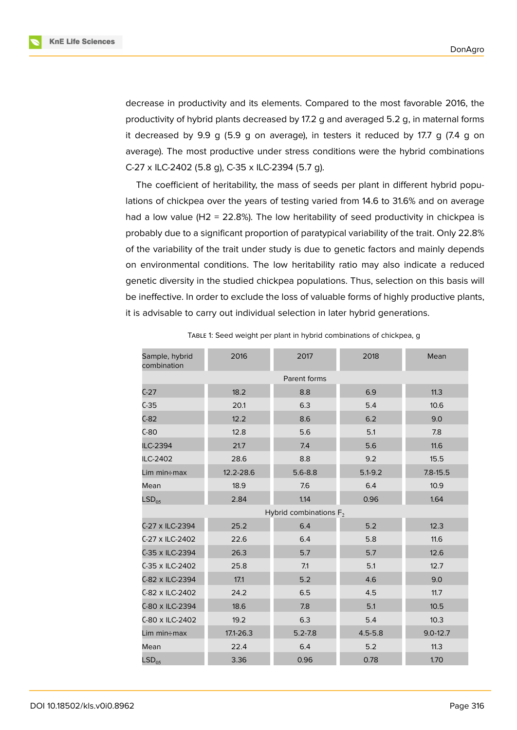decrease in productivity and its elements. Compared to the most favorable 2016, the productivity of hybrid plants decreased by 17.2 g and averaged 5.2 g, in maternal forms it decreased by 9.9 g (5.9 g on average), in testers it reduced by 17.7 g (7.4 g on average). The most productive under stress conditions were the hybrid combinations C-27 x ILC-2402 (5.8 g), C-35 x ILC-2394 (5.7 g).

The coefficient of heritability, the mass of seeds per plant in different hybrid populations of chickpea over the years of testing varied from 14.6 to 31.6% and on average had a low value (H2 = 22.8%). The low heritability of seed productivity in chickpea is probably due to a significant proportion of paratypical variability of the trait. Only 22.8% of the variability of the trait under study is due to genetic factors and mainly depends on environmental conditions. The low heritability ratio may also indicate a reduced genetic diversity in the studied chickpea populations. Thus, selection on this basis will be ineffective. In order to exclude the loss of valuable forms of highly productive plants, it is advisable to carry out individual selection in later hybrid generations.

Table 1: Seed weight per plant in hybrid combinations of chickpea, g

| Sample, hybrid combination | 2016 | 2017 | 2018 | Mean |
|---|---|---|---|---|
| Parent forms | | | | |
| C-27 | 18.2 | 8.8 | 6.9 | 11.3 |
| C-35 | 20.1 | 6.3 | 5.4 | 10.6 |
| C-82 | 12.2 | 8.6 | 6.2 | 9.0 |
| C-80 | 12.8 | 5.6 | 5.1 | 7.8 |
| ILC-2394 | 21.7 | 7.4 | 5.6 | 11.6 |
| ILC-2402 | 28.6 | 8.8 | 9.2 | 15.5 |
| Lim min÷max | 12.2-28.6 | 5.6-8.8 | 5.1-9.2 | 7.8-15.5 |
| Mean | 18.9 | 7.6 | 6.4 | 10.9 |
| $LSD_{05}$ | 2.84 | 1.14 | 0.96 | 1.64 |
| Hybrid combinations $F_2$ | | | | |
| C-27 x ILC-2394 | 25.2 | 6.4 | 5.2 | 12.3 |
| C-27 x ILC-2402 | 22.6 | 6.4 | 5.8 | 11.6 |
| C-35 x ILC-2394 | 26.3 | 5.7 | 5.7 | 12.6 |
| C-35 x ILC-2402 | 25.8 | 7.1 | 5.1 | 12.7 |
| C-82 x ILC-2394 | 17.1 | 5.2 | 4.6 | 9.0 |
| C-82 x ILC-2402 | 24.2 | 6.5 | 4.5 | 11.7 |
| C-80 x ILC-2394 | 18.6 | 7.8 | 5.1 | 10.5 |
| C-80 x ILC-2402 | 19.2 | 6.3 | 5.4 | 10.3 |
| Lim min÷max | 17.1-26.3 | 5.2-7.8 | 4.5-5.8 | 9.0-12.7 |
| Mean | 22.4 | 6.4 | 5.2 | 11.3 |
| $LSD_{05}$ | 3.36 | 0.96 | 0.78 | 1.70 |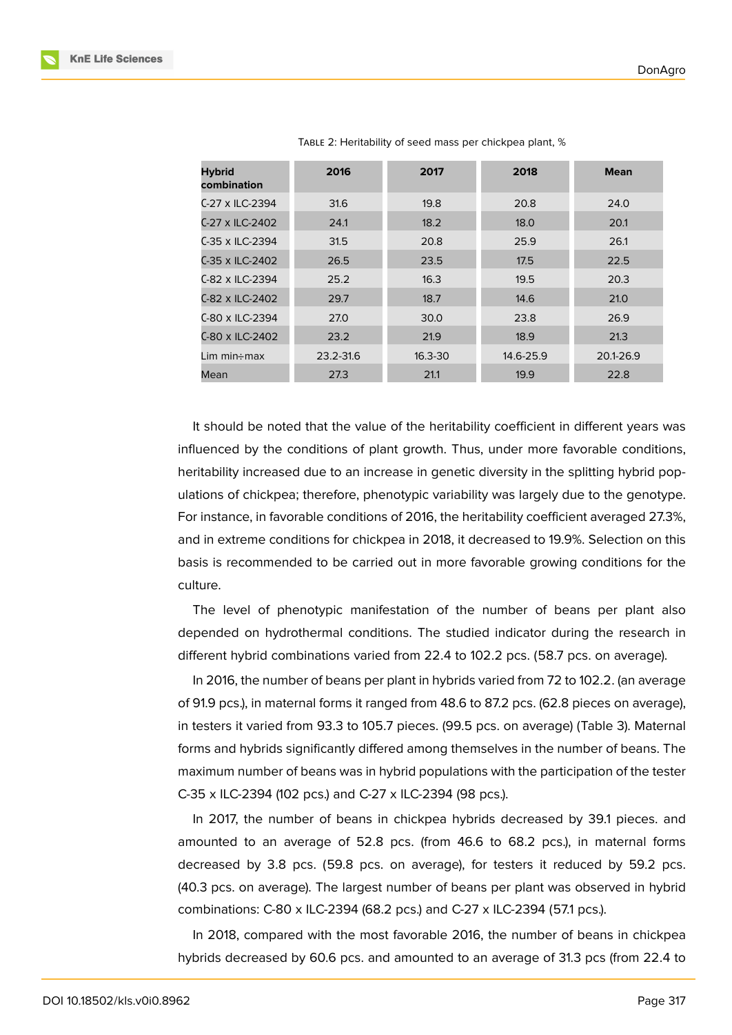Table 2: Heritability of seed mass per chickpea plant, %

| Hybrid combination | 2016 | 2017 | 2018 | Mean |
|---|---|---|---|---|
| C-27 x ILC-2394 | 31.6 | 19.8 | 20.8 | 24.0 |
| C-27 x ILC-2402 | 24.1 | 18.2 | 18.0 | 20.1 |
| C-35 x ILC-2394 | 31.5 | 20.8 | 25.9 | 26.1 |
| C-35 x ILC-2402 | 26.5 | 23.5 | 17.5 | 22.5 |
| C-82 x ILC-2394 | 25.2 | 16.3 | 19.5 | 20.3 |
| C-82 x ILC-2402 | 29.7 | 18.7 | 14.6 | 21.0 |
| C-80 x ILC-2394 | 27.0 | 30.0 | 23.8 | 26.9 |
| C-80 x ILC-2402 | 23.2 | 21.9 | 18.9 | 21.3 |
| Lim min÷max | 23.2-31.6 | 16.3-30 | 14.6-25.9 | 20.1-26.9 |
| Mean | 27.3 | 21.1 | 19.9 | 22.8 |

It should be noted that the value of the heritability coefficient in different years was influenced by the conditions of plant growth. Thus, under more favorable conditions, heritability increased due to an increase in genetic diversity in the splitting hybrid populations of chickpea; therefore, phenotypic variability was largely due to the genotype. For instance, in favorable conditions of 2016, the heritability coefficient averaged 27.3%, and in extreme conditions for chickpea in 2018, it decreased to 19.9%. Selection on this basis is recommended to be carried out in more favorable growing conditions for the culture.

The level of phenotypic manifestation of the number of beans per plant also depended on hydrothermal conditions. The studied indicator during the research in different hybrid combinations varied from 22.4 to 102.2 pcs. (58.7 pcs. on average).

In 2016, the number of beans per plant in hybrids varied from 72 to 102.2. (an average of 91.9 pcs.), in maternal forms it ranged from 48.6 to 87.2 pcs. (62.8 pieces on average), in testers it varied from 93.3 to 105.7 pieces. (99.5 pcs. on average) (Table 3). Maternal forms and hybrids significantly differed among themselves in the number of beans. The maximum number of beans was in hybrid populations with the participation of the tester C-35 x ILC-2394 (102 pcs.) and C-27 x ILC-2394 (98 pcs.).

In 2017, the number of beans in chickpea hybrids decreased by 39.1 pieces. and amounted to an average of 52.8 pcs. (from 46.6 to 68.2 pcs.), in maternal forms decreased by 3.8 pcs. (59.8 pcs. on average), for testers it reduced by 59.2 pcs. (40.3 pcs. on average). The largest number of beans per plant was observed in hybrid combinations: C-80 x ILC-2394 (68.2 pcs.) and C-27 x ILC-2394 (57.1 pcs.).

In 2018, compared with the most favorable 2016, the number of beans in chickpea hybrids decreased by 60.6 pcs. and amounted to an average of 31.3 pcs (from 22.4 to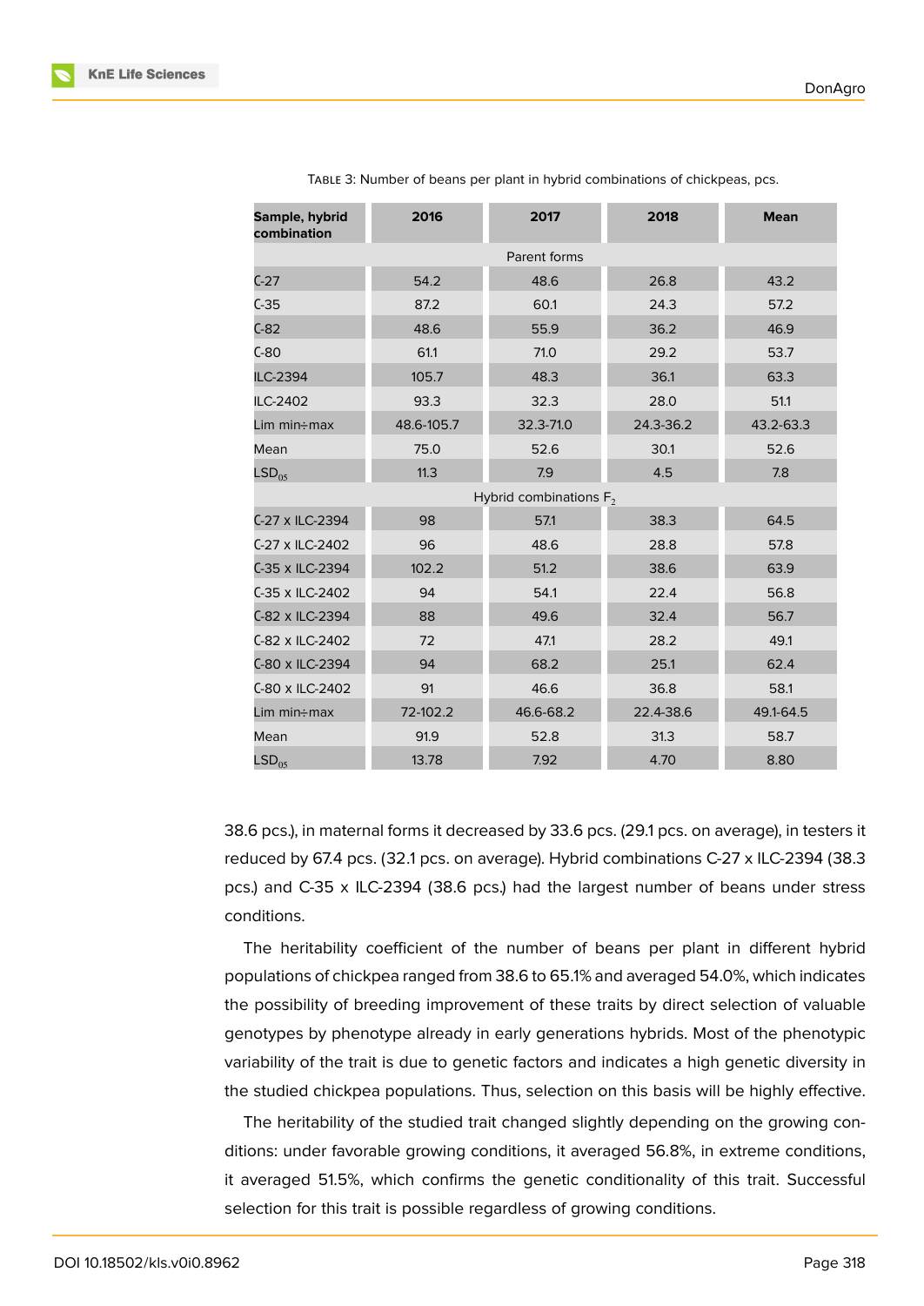Table 3: Number of beans per plant in hybrid combinations of chickpeas, pcs.

| Sample, hybrid combination | 2016 | 2017 | 2018 | Mean |
|---|---|---|---|---|
| Parent forms | | | | |
| C-27 | 54.2 | 48.6 | 26.8 | 43.2 |
| C-35 | 87.2 | 60.1 | 24.3 | 57.2 |
| C-82 | 48.6 | 55.9 | 36.2 | 46.9 |
| C-80 | 61.1 | 71.0 | 29.2 | 53.7 |
| ILC-2394 | 105.7 | 48.3 | 36.1 | 63.3 |
| ILC-2402 | 93.3 | 32.3 | 28.0 | 51.1 |
| Lim min÷max | 48.6-105.7 | 32.3-71.0 | 24.3-36.2 | 43.2-63.3 |
| Mean | 75.0 | 52.6 | 30.1 | 52.6 |
| $LSD_{05}$ | 11.3 | 7.9 | 4.5 | 7.8 |
| Hybrid combinations $F_2$ | | | | |
| C-27 x ILC-2394 | 98 | 57.1 | 38.3 | 64.5 |
| C-27 x ILC-2402 | 96 | 48.6 | 28.8 | 57.8 |
| C-35 x ILC-2394 | 102.2 | 51.2 | 38.6 | 63.9 |
| C-35 x ILC-2402 | 94 | 54.1 | 22.4 | 56.8 |
| C-82 x ILC-2394 | 88 | 49.6 | 32.4 | 56.7 |
| C-82 x ILC-2402 | 72 | 47.1 | 28.2 | 49.1 |
| C-80 x ILC-2394 | 94 | 68.2 | 25.1 | 62.4 |
| C-80 x ILC-2402 | 91 | 46.6 | 36.8 | 58.1 |
| Lim min÷max | 72-102.2 | 46.6-68.2 | 22.4-38.6 | 49.1-64.5 |
| Mean | 91.9 | 52.8 | 31.3 | 58.7 |
| $LSD_{05}$ | 13.78 | 7.92 | 4.70 | 8.80 |

38.6 pcs.), in maternal forms it decreased by 33.6 pcs. (29.1 pcs. on average), in testers it reduced by 67.4 pcs. (32.1 pcs. on average). Hybrid combinations C-27 x ILC-2394 (38.3 pcs.) and C-35 x ILC-2394 (38.6 pcs.) had the largest number of beans under stress conditions.

The heritability coefficient of the number of beans per plant in different hybrid populations of chickpea ranged from 38.6 to 65.1% and averaged 54.0%, which indicates the possibility of breeding improvement of these traits by direct selection of valuable genotypes by phenotype already in early generations hybrids. Most of the phenotypic variability of the trait is due to genetic factors and indicates a high genetic diversity in the studied chickpea populations. Thus, selection on this basis will be highly effective.

The heritability of the studied trait changed slightly depending on the growing conditions: under favorable growing conditions, it averaged 56.8%, in extreme conditions, it averaged 51.5%, which confirms the genetic conditionality of this trait. Successful selection for this trait is possible regardless of growing conditions.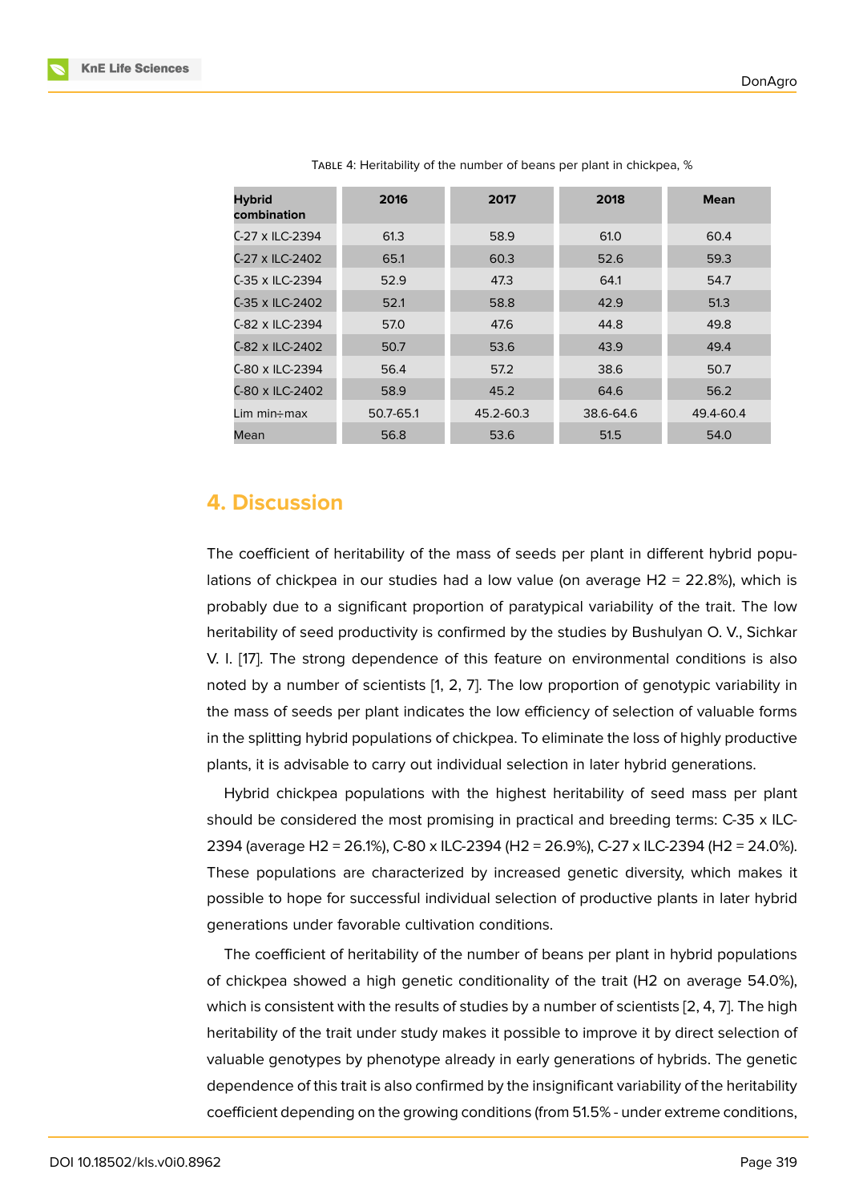Table 4: Heritability of the number of beans per plant in chickpea, %

| Hybrid combination | 2016 | 2017 | 2018 | Mean |
|---|---|---|---|---|
| C-27 x ILC-2394 | 61.3 | 58.9 | 61.0 | 60.4 |
| C-27 x ILC-2402 | 65.1 | 60.3 | 52.6 | 59.3 |
| C-35 x ILC-2394 | 52.9 | 47.3 | 64.1 | 54.7 |
| C-35 x ILC-2402 | 52.1 | 58.8 | 42.9 | 51.3 |
| C-82 x ILC-2394 | 57.0 | 47.6 | 44.8 | 49.8 |
| C-82 x ILC-2402 | 50.7 | 53.6 | 43.9 | 49.4 |
| C-80 x ILC-2394 | 56.4 | 57.2 | 38.6 | 50.7 |
| C-80 x ILC-2402 | 58.9 | 45.2 | 64.6 | 56.2 |
| Lim min÷max | 50.7-65.1 | 45.2-60.3 | 38.6-64.6 | 49.4-60.4 |
| Mean | 56.8 | 53.6 | 51.5 | 54.0 |

## 4. Discussion

The coefficient of heritability of the mass of seeds per plant in different hybrid populations of chickpea in our studies had a low value (on average H2 = 22.8%), which is probably due to a significant proportion of paratypical variability of the trait. The low heritability of seed productivity is confirmed by the studies by Bushulyan O. V., Sichkar V. I. [17]. The strong dependence of this feature on environmental conditions is also noted by a number of scientists [1, 2, 7]. The low proportion of genotypic variability in the mass of seeds per plant indicates the low efficiency of selection of valuable forms in the splitting hybrid populations of chickpea. To eliminate the loss of highly productive plants, it is advisable to carry out individual selection in later hybrid generations.

Hybrid chickpea populations with the highest heritability of seed mass per plant should be considered the most promising in practical and breeding terms: C-35 x ILC-2394 (average H2 = 26.1%), C-80 x ILC-2394 (H2 = 26.9%), C-27 x ILC-2394 (H2 = 24.0%). These populations are characterized by increased genetic diversity, which makes it possible to hope for successful individual selection of productive plants in later hybrid generations under favorable cultivation conditions.

The coefficient of heritability of the number of beans per plant in hybrid populations of chickpea showed a high genetic conditionality of the trait (H2 on average 54.0%), which is consistent with the results of studies by a number of scientists [2, 4, 7]. The high heritability of the trait under study makes it possible to improve it by direct selection of valuable genotypes by phenotype already in early generations of hybrids. The genetic dependence of this trait is also confirmed by the insignificant variability of the heritability coefficient depending on the growing conditions (from 51.5% - under extreme conditions,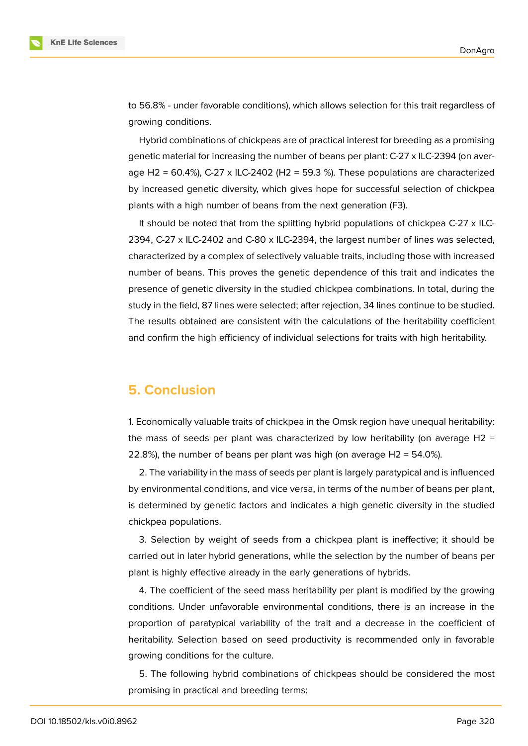to 56.8% - under favorable conditions), which allows selection for this trait regardless of growing conditions.

Hybrid combinations of chickpeas are of practical interest for breeding as a promising genetic material for increasing the number of beans per plant: C-27 x ILC-2394 (on average H2 = 60.4%), C-27 x ILC-2402 (H2 = 59.3 %). These populations are characterized by increased genetic diversity, which gives hope for successful selection of chickpea plants with a high number of beans from the next generation (F3).

It should be noted that from the splitting hybrid populations of chickpea C-27 x ILC-2394, C-27 x ILC-2402 and C-80 x ILC-2394, the largest number of lines was selected, characterized by a complex of selectively valuable traits, including those with increased number of beans. This proves the genetic dependence of this trait and indicates the presence of genetic diversity in the studied chickpea combinations. In total, during the study in the field, 87 lines were selected; after rejection, 34 lines continue to be studied. The results obtained are consistent with the calculations of the heritability coefficient and confirm the high efficiency of individual selections for traits with high heritability.

## 5. Conclusion

1. Economically valuable traits of chickpea in the Omsk region have unequal heritability: the mass of seeds per plant was characterized by low heritability (on average H2 = 22.8%), the number of beans per plant was high (on average H2 = 54.0%).

2. The variability in the mass of seeds per plant is largely paratypical and is influenced by environmental conditions, and vice versa, in terms of the number of beans per plant, is determined by genetic factors and indicates a high genetic diversity in the studied chickpea populations.

3. Selection by weight of seeds from a chickpea plant is ineffective; it should be carried out in later hybrid generations, while the selection by the number of beans per plant is highly effective already in the early generations of hybrids.

4. The coefficient of the seed mass heritability per plant is modified by the growing conditions. Under unfavorable environmental conditions, there is an increase in the proportion of paratypical variability of the trait and a decrease in the coefficient of heritability. Selection based on seed productivity is recommended only in favorable growing conditions for the culture.

5. The following hybrid combinations of chickpeas should be considered the most promising in practical and breeding terms: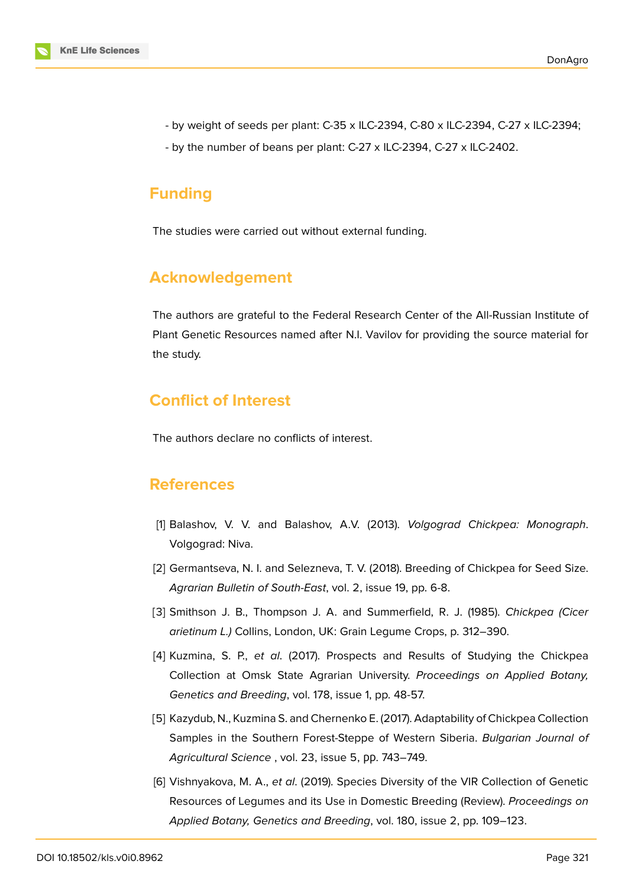- by weight of seeds per plant: C-35 x ILC-2394, C-80 x ILC-2394, C-27 x ILC-2394;
- by the number of beans per plant: C-27 x ILC-2394, C-27 x ILC-2402.

## Funding

The studies were carried out without external funding.

## Acknowledgement

The authors are grateful to the Federal Research Center of the All-Russian Institute of Plant Genetic Resources named after N.I. Vavilov for providing the source material for the study.

## Conflict of Interest

The authors declare no conflicts of interest.

## References

[1] Balashov, V. V. and Balashov, A.V. (2013). *Volgograd Chickpea: Monograph*. Volgograd: Niva.

[2] Germantseva, N. I. and Selezneva, T. V. (2018). Breeding of Chickpea for Seed Size. *Agrarian Bulletin of South-East*, vol. 2, issue 19, pp. 6-8.

[3] Smithson J. B., Thompson J. A. and Summerfield, R. J. (1985). *Chickpea (Cicer arietinum L.)* Collins, London, UK: Grain Legume Crops, p. 312–390.

[4] Kuzmina, S. P., *et al*. (2017). Prospects and Results of Studying the Chickpea Collection at Omsk State Agrarian University. *Proceedings on Applied Botany, Genetics and Breeding*, vol. 178, issue 1, pp. 48-57.

[5] Kazydub, N., Kuzmina S. and Chernenko E. (2017). Adaptability of Chickpea Collection Samples in the Southern Forest-Steppe of Western Siberia. *Bulgarian Journal of Agricultural Science* , vol. 23, issue 5, pp. 743–749.

[6] Vishnyakova, M. A., *et al*. (2019). Species Diversity of the VIR Collection of Genetic Resources of Legumes and its Use in Domestic Breeding (Review). *Proceedings on Applied Botany, Genetics and Breeding*, vol. 180, issue 2, pp. 109–123.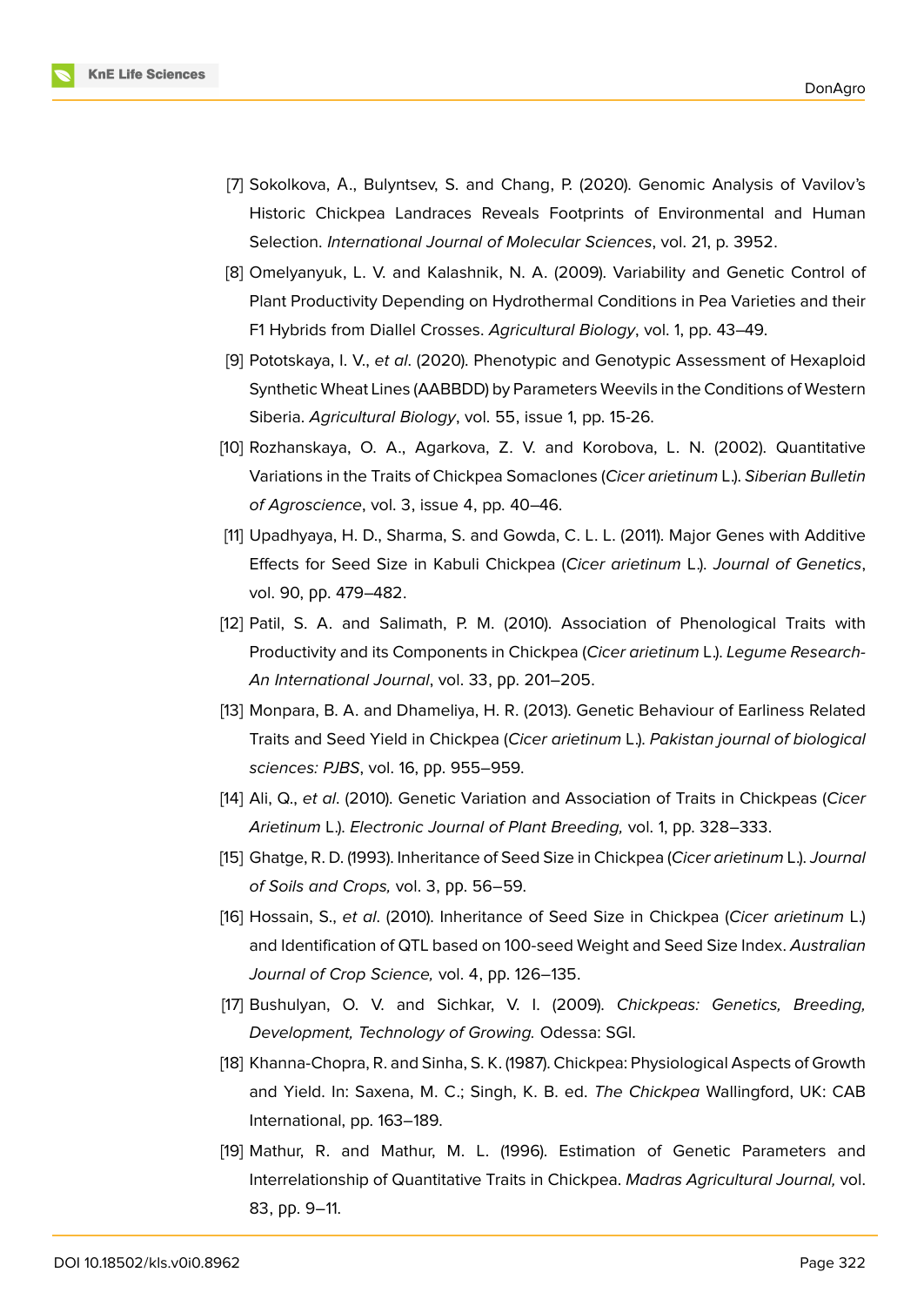[7] Sokolkova, A., Bulyntsev, S. and Chang, P. (2020). Genomic Analysis of Vavilov's Historic Chickpea Landraces Reveals Footprints of Environmental and Human Selection. *International Journal of Molecular Sciences*, vol. 21, p. 3952.

[8] Omelyanyuk, L. V. and Kalashnik, N. A. (2009). Variability and Genetic Control of Plant Productivity Depending on Hydrothermal Conditions in Pea Varieties and their F1 Hybrids from Diallel Crosses. *Agricultural Biology*, vol. 1, pp. 43–49.

[9] Pototskaya, I. V., *et al*. (2020). Phenotypic and Genotypic Assessment of Hexaploid Synthetic Wheat Lines (AABBDD) by Parameters Weevils in the Conditions of Western Siberia. *Agricultural Biology*, vol. 55, issue 1, pp. 15-26.

[10] Rozhanskaya, O. A., Agarkova, Z. V. and Korobova, L. N. (2002). Quantitative Variations in the Traits of Chickpea Somaclones (*Cicer arietinum* L.). *Siberian Bulletin of Agroscience*, vol. 3, issue 4, pp. 40–46.

[11] Upadhyaya, H. D., Sharma, S. and Gowda, C. L. L. (2011). Major Genes with Additive Effects for Seed Size in Kabuli Chickpea (*Cicer arietinum* L.). *Journal of Genetics*, vol. 90, pp. 479–482.

[12] Patil, S. A. and Salimath, P. M. (2010). Association of Phenological Traits with Productivity and its Components in Chickpea (*Cicer arietinum* L.). *Legume Research-An International Journal*, vol. 33, pp. 201–205.

[13] Monpara, B. A. and Dhameliya, H. R. (2013). Genetic Behaviour of Earliness Related Traits and Seed Yield in Chickpea (*Cicer arietinum* L.). *Pakistan journal of biological sciences: PJBS*, vol. 16, pp. 955–959.

[14] Ali, Q., *et al*. (2010). Genetic Variation and Association of Traits in Chickpeas (*Cicer Arietinum* L.). *Electronic Journal of Plant Breeding,* vol. 1, pp. 328–333.

[15] Ghatge, R. D. (1993). Inheritance of Seed Size in Chickpea (*Cicer arietinum* L.). *Journal of Soils and Crops,* vol. 3, pp. 56–59.

[16] Hossain, S., *et al*. (2010). Inheritance of Seed Size in Chickpea (*Cicer arietinum* L.) and Identification of QTL based on 100-seed Weight and Seed Size Index. *Australian Journal of Crop Science,* vol. 4, pp. 126–135.

[17] Bushulyan, O. V. and Sichkar, V. I. (2009). *Chickpeas: Genetics, Breeding, Development, Technology of Growing.* Odessa: SGI.

[18] Khanna-Chopra, R. and Sinha, S. K. (1987). Chickpea: Physiological Aspects of Growth and Yield. In: Saxena, M. C.; Singh, K. B. ed. *The Chickpea* Wallingford, UK: CAB International, pp. 163–189.

[19] Mathur, R. and Mathur, M. L. (1996). Estimation of Genetic Parameters and Interrelationship of Quantitative Traits in Chickpea. *Madras Agricultural Journal,* vol. 83, pp. 9–11.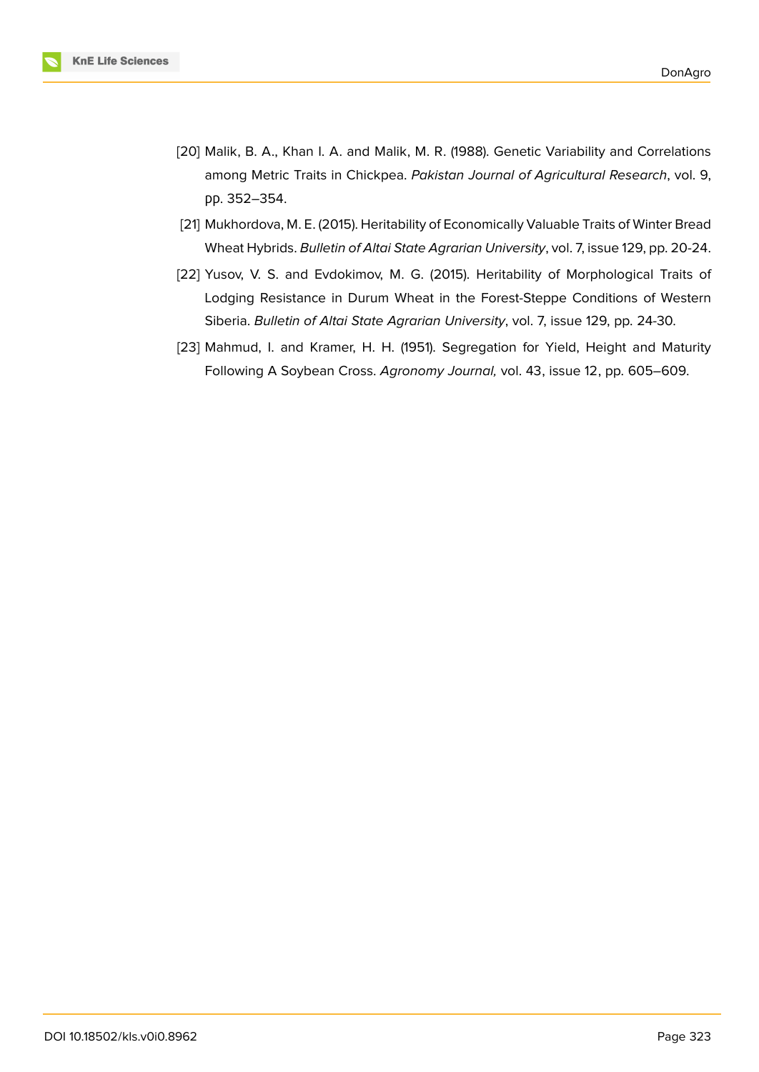[20] Malik, B. A., Khan I. A. and Malik, M. R. (1988). Genetic Variability and Correlations among Metric Traits in Chickpea. *Pakistan Journal of Agricultural Research*, vol. 9, pp. 352–354.

[21] Mukhordova, M. E. (2015). Heritability of Economically Valuable Traits of Winter Bread Wheat Hybrids. *Bulletin of Altai State Agrarian University*, vol. 7, issue 129, pp. 20-24.

[22] Yusov, V. S. and Evdokimov, M. G. (2015). Heritability of Morphological Traits of Lodging Resistance in Durum Wheat in the Forest-Steppe Conditions of Western Siberia. *Bulletin of Altai State Agrarian University*, vol. 7, issue 129, pp. 24-30.

[23] Mahmud, I. and Kramer, H. H. (1951). Segregation for Yield, Height and Maturity Following A Soybean Cross. *Agronomy Journal,* vol. 43, issue 12, pp. 605–609.